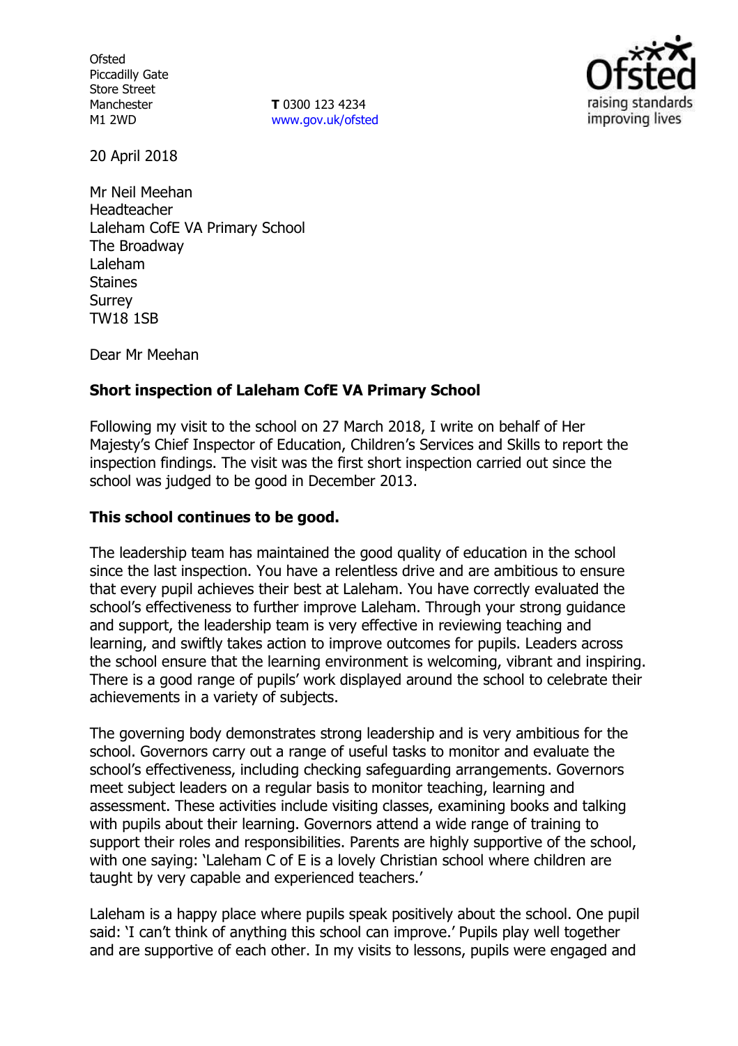Ofsted
Piccadilly Gate
Store Street
Manchester
M1 2WD

**T** 0300 123 4234
www.gov.uk/ofsted

20 April 2018

Mr Neil Meehan
Headteacher
Laleham CofE VA Primary School
The Broadway
Laleham
Staines
Surrey
TW18 1SB

Dear Mr Meehan

**Short inspection of Laleham CofE VA Primary School**

Following my visit to the school on 27 March 2018, I write on behalf of Her Majesty's Chief Inspector of Education, Children's Services and Skills to report the inspection findings. The visit was the first short inspection carried out since the school was judged to be good in December 2013.

**This school continues to be good.**

The leadership team has maintained the good quality of education in the school since the last inspection. You have a relentless drive and are ambitious to ensure that every pupil achieves their best at Laleham. You have correctly evaluated the school's effectiveness to further improve Laleham. Through your strong guidance and support, the leadership team is very effective in reviewing teaching and learning, and swiftly takes action to improve outcomes for pupils. Leaders across the school ensure that the learning environment is welcoming, vibrant and inspiring. There is a good range of pupils' work displayed around the school to celebrate their achievements in a variety of subjects.

The governing body demonstrates strong leadership and is very ambitious for the school. Governors carry out a range of useful tasks to monitor and evaluate the school's effectiveness, including checking safeguarding arrangements. Governors meet subject leaders on a regular basis to monitor teaching, learning and assessment. These activities include visiting classes, examining books and talking with pupils about their learning. Governors attend a wide range of training to support their roles and responsibilities. Parents are highly supportive of the school, with one saying: 'Laleham C of E is a lovely Christian school where children are taught by very capable and experienced teachers.'

Laleham is a happy place where pupils speak positively about the school. One pupil said: 'I can't think of anything this school can improve.' Pupils play well together and are supportive of each other. In my visits to lessons, pupils were engaged and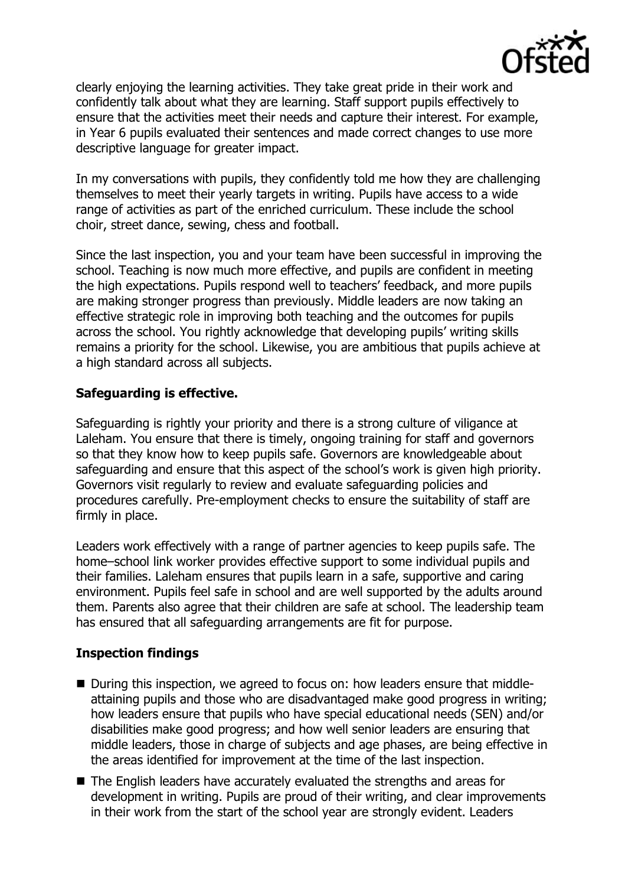clearly enjoying the learning activities. They take great pride in their work and confidently talk about what they are learning. Staff support pupils effectively to ensure that the activities meet their needs and capture their interest. For example, in Year 6 pupils evaluated their sentences and made correct changes to use more descriptive language for greater impact.

In my conversations with pupils, they confidently told me how they are challenging themselves to meet their yearly targets in writing. Pupils have access to a wide range of activities as part of the enriched curriculum. These include the school choir, street dance, sewing, chess and football.

Since the last inspection, you and your team have been successful in improving the school. Teaching is now much more effective, and pupils are confident in meeting the high expectations. Pupils respond well to teachers' feedback, and more pupils are making stronger progress than previously. Middle leaders are now taking an effective strategic role in improving both teaching and the outcomes for pupils across the school. You rightly acknowledge that developing pupils' writing skills remains a priority for the school. Likewise, you are ambitious that pupils achieve at a high standard across all subjects.

**Safeguarding is effective.**

Safeguarding is rightly your priority and there is a strong culture of viligance at Laleham. You ensure that there is timely, ongoing training for staff and governors so that they know how to keep pupils safe. Governors are knowledgeable about safeguarding and ensure that this aspect of the school's work is given high priority. Governors visit regularly to review and evaluate safeguarding policies and procedures carefully. Pre-employment checks to ensure the suitability of staff are firmly in place.

Leaders work effectively with a range of partner agencies to keep pupils safe. The home–school link worker provides effective support to some individual pupils and their families. Laleham ensures that pupils learn in a safe, supportive and caring environment. Pupils feel safe in school and are well supported by the adults around them. Parents also agree that their children are safe at school. The leadership team has ensured that all safeguarding arrangements are fit for purpose.

## Inspection findings

- During this inspection, we agreed to focus on: how leaders ensure that middle-attaining pupils and those who are disadvantaged make good progress in writing; how leaders ensure that pupils who have special educational needs (SEN) and/or disabilities make good progress; and how well senior leaders are ensuring that middle leaders, those in charge of subjects and age phases, are being effective in the areas identified for improvement at the time of the last inspection.
- The English leaders have accurately evaluated the strengths and areas for development in writing. Pupils are proud of their writing, and clear improvements in their work from the start of the school year are strongly evident. Leaders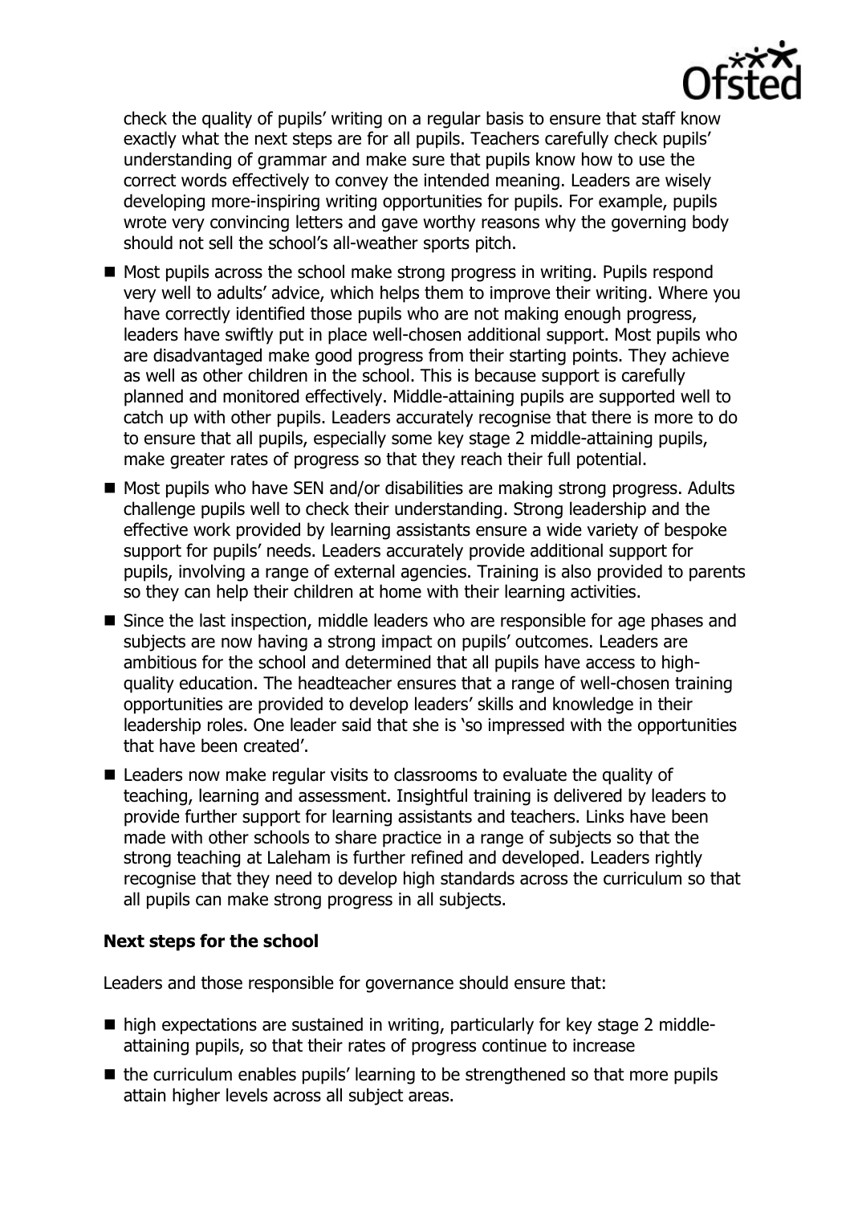check the quality of pupils' writing on a regular basis to ensure that staff know exactly what the next steps are for all pupils. Teachers carefully check pupils' understanding of grammar and make sure that pupils know how to use the correct words effectively to convey the intended meaning. Leaders are wisely developing more-inspiring writing opportunities for pupils. For example, pupils wrote very convincing letters and gave worthy reasons why the governing body should not sell the school's all-weather sports pitch.

- Most pupils across the school make strong progress in writing. Pupils respond very well to adults' advice, which helps them to improve their writing. Where you have correctly identified those pupils who are not making enough progress, leaders have swiftly put in place well-chosen additional support. Most pupils who are disadvantaged make good progress from their starting points. They achieve as well as other children in the school. This is because support is carefully planned and monitored effectively. Middle-attaining pupils are supported well to catch up with other pupils. Leaders accurately recognise that there is more to do to ensure that all pupils, especially some key stage 2 middle-attaining pupils, make greater rates of progress so that they reach their full potential.
- Most pupils who have SEN and/or disabilities are making strong progress. Adults challenge pupils well to check their understanding. Strong leadership and the effective work provided by learning assistants ensure a wide variety of bespoke support for pupils' needs. Leaders accurately provide additional support for pupils, involving a range of external agencies. Training is also provided to parents so they can help their children at home with their learning activities.
- Since the last inspection, middle leaders who are responsible for age phases and subjects are now having a strong impact on pupils' outcomes. Leaders are ambitious for the school and determined that all pupils have access to high-quality education. The headteacher ensures that a range of well-chosen training opportunities are provided to develop leaders' skills and knowledge in their leadership roles. One leader said that she is 'so impressed with the opportunities that have been created'.
- Leaders now make regular visits to classrooms to evaluate the quality of teaching, learning and assessment. Insightful training is delivered by leaders to provide further support for learning assistants and teachers. Links have been made with other schools to share practice in a range of subjects so that the strong teaching at Laleham is further refined and developed. Leaders rightly recognise that they need to develop high standards across the curriculum so that all pupils can make strong progress in all subjects.

### Next steps for the school

Leaders and those responsible for governance should ensure that:

- high expectations are sustained in writing, particularly for key stage 2 middle-attaining pupils, so that their rates of progress continue to increase
- the curriculum enables pupils' learning to be strengthened so that more pupils attain higher levels across all subject areas.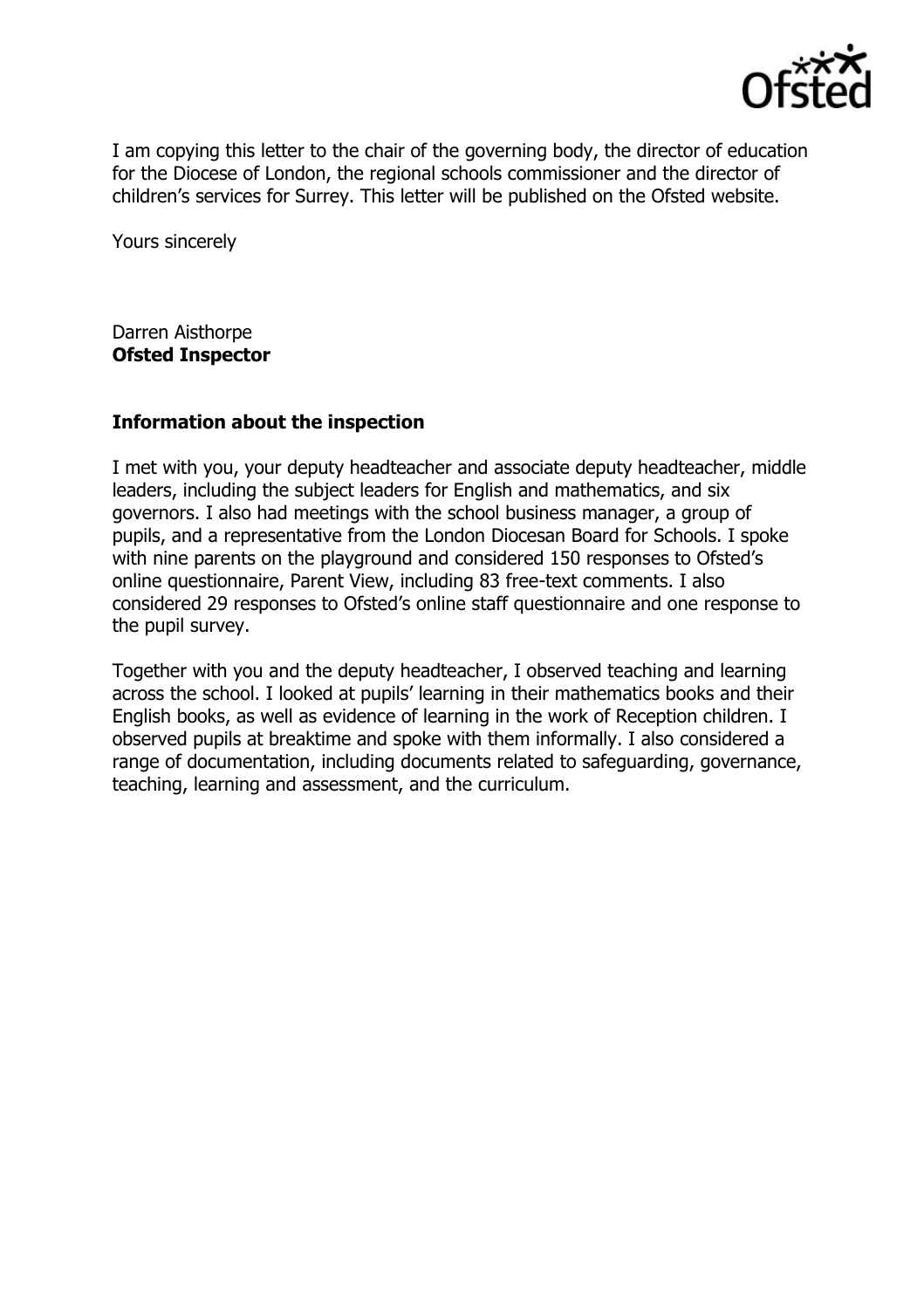I am copying this letter to the chair of the governing body, the director of education for the Diocese of London, the regional schools commissioner and the director of children's services for Surrey. This letter will be published on the Ofsted website.

Yours sincerely

Darren Aisthorpe
**Ofsted Inspector**

## Information about the inspection

I met with you, your deputy headteacher and associate deputy headteacher, middle leaders, including the subject leaders for English and mathematics, and six governors. I also had meetings with the school business manager, a group of pupils, and a representative from the London Diocesan Board for Schools. I spoke with nine parents on the playground and considered 150 responses to Ofsted's online questionnaire, Parent View, including 83 free-text comments. I also considered 29 responses to Ofsted's online staff questionnaire and one response to the pupil survey.

Together with you and the deputy headteacher, I observed teaching and learning across the school. I looked at pupils' learning in their mathematics books and their English books, as well as evidence of learning in the work of Reception children. I observed pupils at breaktime and spoke with them informally. I also considered a range of documentation, including documents related to safeguarding, governance, teaching, learning and assessment, and the curriculum.